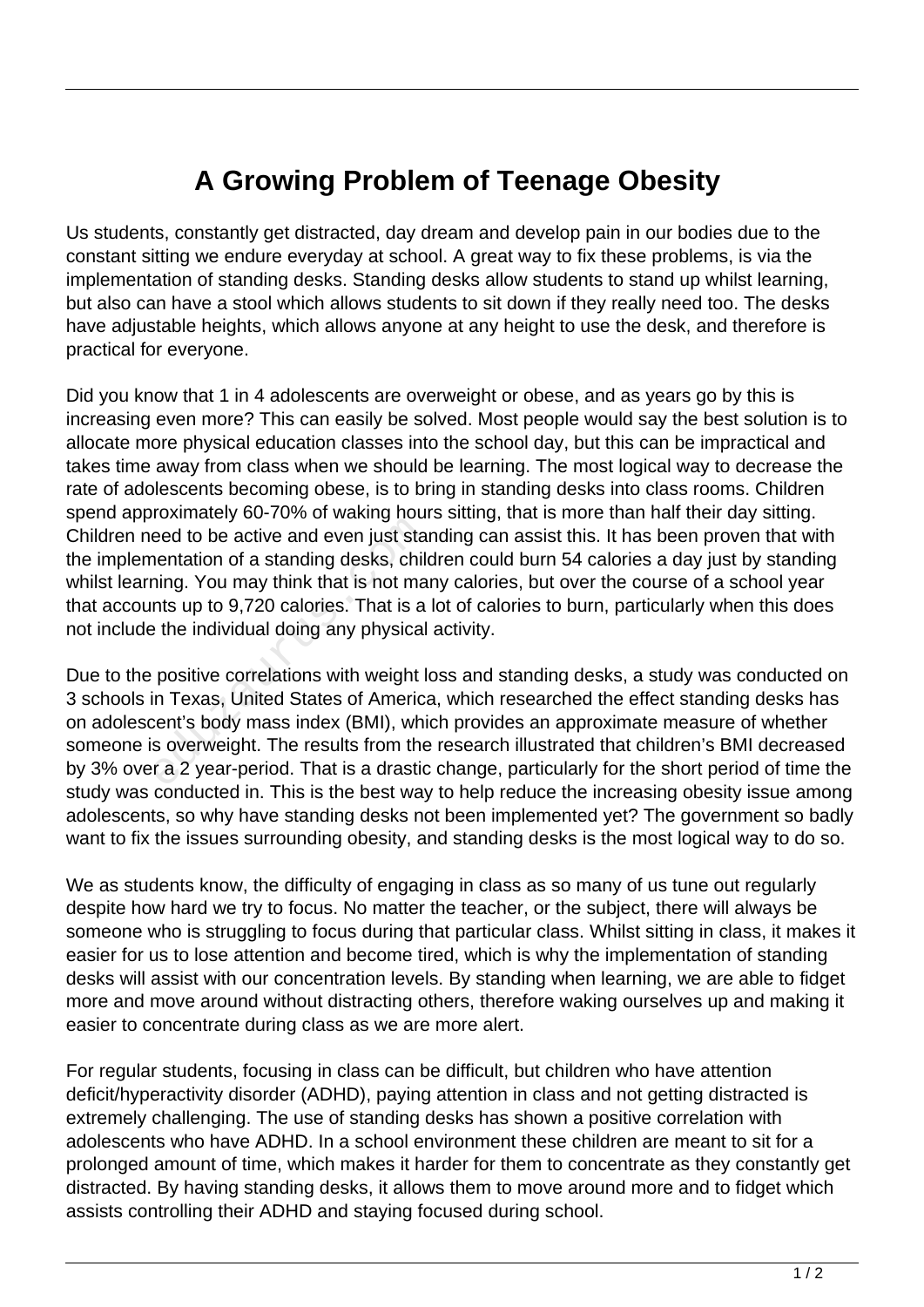# A Growing Problem of Teenage Obesity

Us students, constantly get distracted, day dream and develop pain in our bodies due to the constant sitting we endure everyday at school. A great way to fix these problems, is via the implementation of standing desks. Standing desks allow students to stand up whilst learning, but also can have a stool which allows students to sit down if they really need too. The desks have adjustable heights, which allows anyone at any height to use the desk, and therefore is practical for everyone.

Did you know that 1 in 4 adolescents are overweight or obese, and as years go by this is increasing even more? This can easily be solved. Most people would say the best solution is to allocate more physical education classes into the school day, but this can be impractical and takes time away from class when we should be learning. The most logical way to decrease the rate of adolescents becoming obese, is to bring in standing desks into class rooms. Children spend approximately 60-70% of waking hours sitting, that is more than half their day sitting. Children need to be active and even just standing can assist this. It has been proven that with the implementation of a standing desks, children could burn 54 calories a day just by standing whilst learning. You may think that is not many calories, but over the course of a school year that accounts up to 9,720 calories. That is a lot of calories to burn, particularly when this does not include the individual doing any physical activity.

Due to the positive correlations with weight loss and standing desks, a study was conducted on 3 schools in Texas, United States of America, which researched the effect standing desks has on adolescent's body mass index (BMI), which provides an approximate measure of whether someone is overweight. The results from the research illustrated that children's BMI decreased by 3% over a 2 year-period. That is a drastic change, particularly for the short period of time the study was conducted in. This is the best way to help reduce the increasing obesity issue among adolescents, so why have standing desks not been implemented yet? The government so badly want to fix the issues surrounding obesity, and standing desks is the most logical way to do so.

We as students know, the difficulty of engaging in class as so many of us tune out regularly despite how hard we try to focus. No matter the teacher, or the subject, there will always be someone who is struggling to focus during that particular class. Whilst sitting in class, it makes it easier for us to lose attention and become tired, which is why the implementation of standing desks will assist with our concentration levels. By standing when learning, we are able to fidget more and move around without distracting others, therefore waking ourselves up and making it easier to concentrate during class as we are more alert.

For regular students, focusing in class can be difficult, but children who have attention deficit/hyperactivity disorder (ADHD), paying attention in class and not getting distracted is extremely challenging. The use of standing desks has shown a positive correlation with adolescents who have ADHD. In a school environment these children are meant to sit for a prolonged amount of time, which makes it harder for them to concentrate as they constantly get distracted. By having standing desks, it allows them to move around more and to fidget which assists controlling their ADHD and staying focused during school.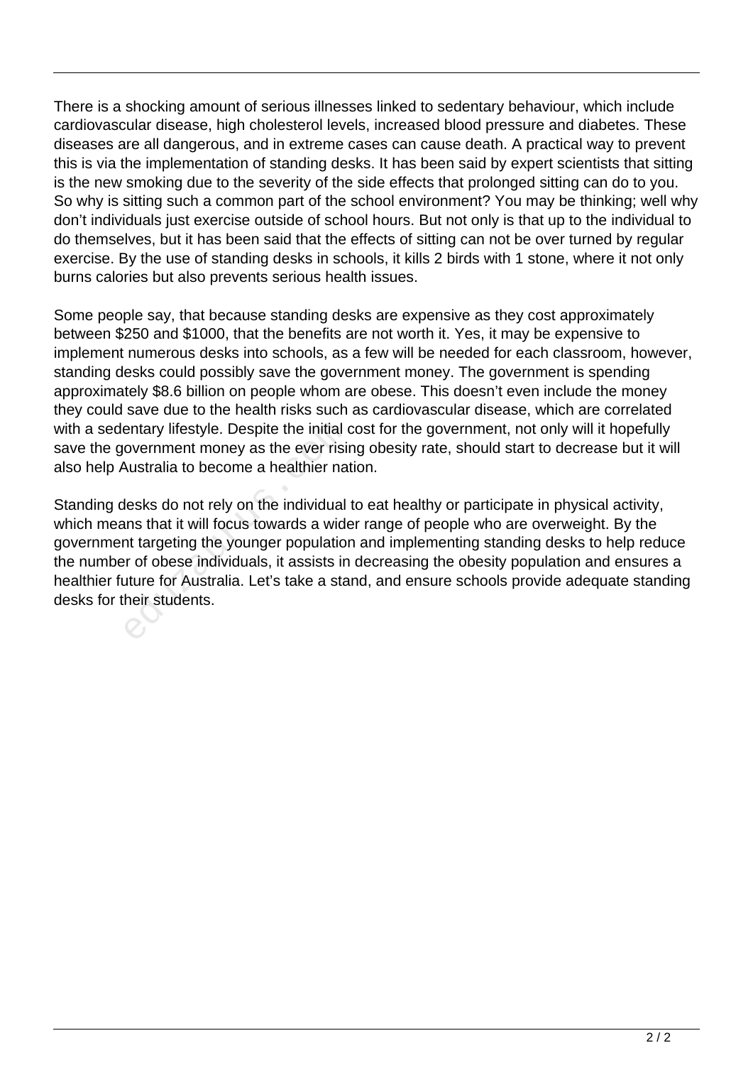There is a shocking amount of serious illnesses linked to sedentary behaviour, which include cardiovascular disease, high cholesterol levels, increased blood pressure and diabetes. These diseases are all dangerous, and in extreme cases can cause death. A practical way to prevent this is via the implementation of standing desks. It has been said by expert scientists that sitting is the new smoking due to the severity of the side effects that prolonged sitting can do to you. So why is sitting such a common part of the school environment? You may be thinking; well why don't individuals just exercise outside of school hours. But not only is that up to the individual to do themselves, but it has been said that the effects of sitting can not be over turned by regular exercise. By the use of standing desks in schools, it kills 2 birds with 1 stone, where it not only burns calories but also prevents serious health issues.

Some people say, that because standing desks are expensive as they cost approximately between $250 and $1000, that the benefits are not worth it. Yes, it may be expensive to implement numerous desks into schools, as a few will be needed for each classroom, however, standing desks could possibly save the government money. The government is spending approximately $8.6 billion on people whom are obese. This doesn't even include the money they could save due to the health risks such as cardiovascular disease, which are correlated with a sedentary lifestyle. Despite the initial cost for the government, not only will it hopefully save the government money as the ever rising obesity rate, should start to decrease but it will also help Australia to become a healthier nation.

Standing desks do not rely on the individual to eat healthy or participate in physical activity, which means that it will focus towards a wider range of people who are overweight. By the government targeting the younger population and implementing standing desks to help reduce the number of obese individuals, it assists in decreasing the obesity population and ensures a healthier future for Australia. Let's take a stand, and ensure schools provide adequate standing desks for their students.